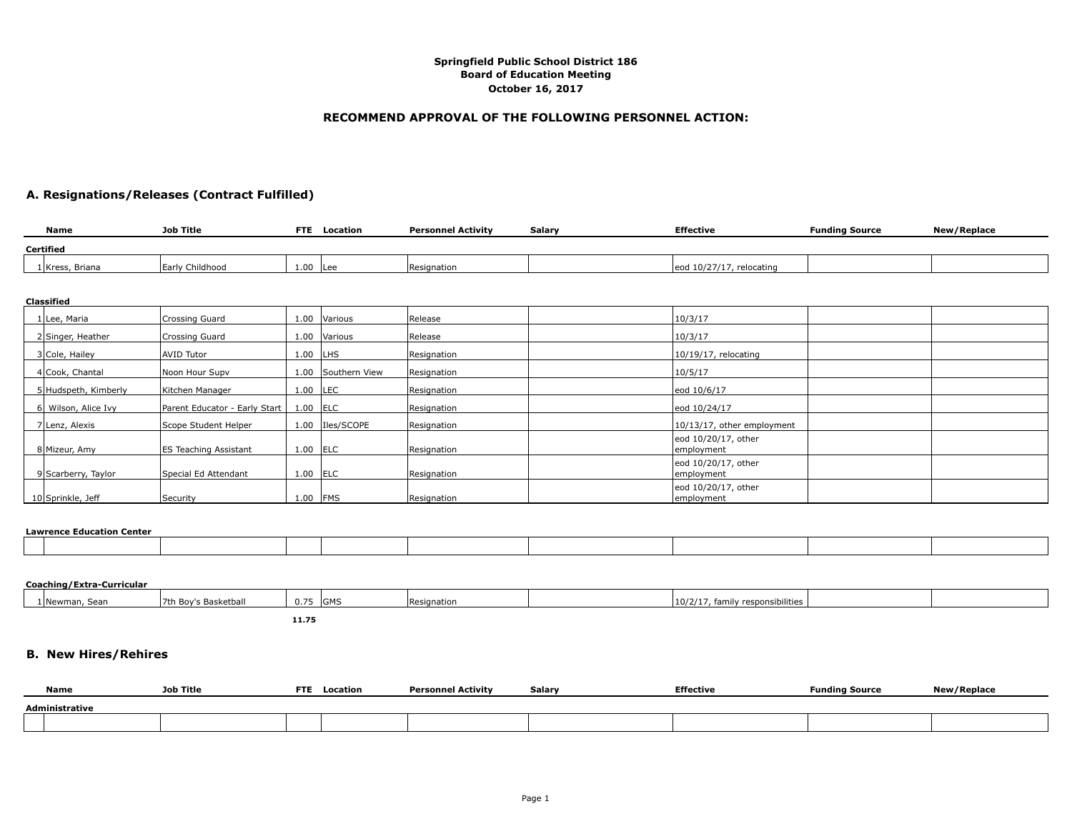**Springfield Public School District 186**
**Board of Education Meeting**
**October 16, 2017**

## RECOMMEND APPROVAL OF THE FOLLOWING PERSONNEL ACTION:

### A. Resignations/Releases (Contract Fulfilled)

| | Name | Job Title | FTE | Location | Personnel Activity | Salary | Effective | Funding Source | New/Replace |
|---|---|---|---|---|---|---|---|---|---|
| **Certified** | | | | | | | | | |
| 1 | Kress, Briana | Early Childhood | 1.00 | Lee | Resignation | | eod 10/27/17, relocating | | |
| **Classified** | | | | | | | | | |
| 1 | Lee, Maria | Crossing Guard | 1.00 | Various | Release | | 10/3/17 | | |
| 2 | Singer, Heather | Crossing Guard | 1.00 | Various | Release | | 10/3/17 | | |
| 3 | Cole, Hailey | AVID Tutor | 1.00 | LHS | Resignation | | 10/19/17, relocating | | |
| 4 | Cook, Chantal | Noon Hour Supv | 1.00 | Southern View | Resignation | | 10/5/17 | | |
| 5 | Hudspeth, Kimberly | Kitchen Manager | 1.00 | LEC | Resignation | | eod 10/6/17 | | |
| 6 | Wilson, Alice Ivy | Parent Educator - Early Start | 1.00 | ELC | Resignation | | eod 10/24/17 | | |
| 7 | Lenz, Alexis | Scope Student Helper | 1.00 | Iles/SCOPE | Resignation | | 10/13/17, other employment | | |
| 8 | Mizeur, Amy | ES Teaching Assistant | 1.00 | ELC | Resignation | | eod 10/20/17, other employment | | |
| 9 | Scarberry, Taylor | Special Ed Attendant | 1.00 | ELC | Resignation | | eod 10/20/17, other employment | | |
| 10 | Sprinkle, Jeff | Security | 1.00 | FMS | Resignation | | eod 10/20/17, other employment | | |
| **Lawrence Education Center** | | | | | | | | | |
| | | | | | | | | | |
| **Coaching/Extra-Curricular** | | | | | | | | | |
| 1 | Newman, Sean | 7th Boy's Basketball | 0.75 | GMS | Resignation | | 10/2/17, family responsibilities | | |
| | | | **11.75** | | | | | | |

### B. New Hires/Rehires

| | Name | Job Title | FTE | Location | Personnel Activity | Salary | Effective | Funding Source | New/Replace |
|---|---|---|---|---|---|---|---|---|---|
| **Administrative** | | | | | | | | | |
| | | | | | | | | | |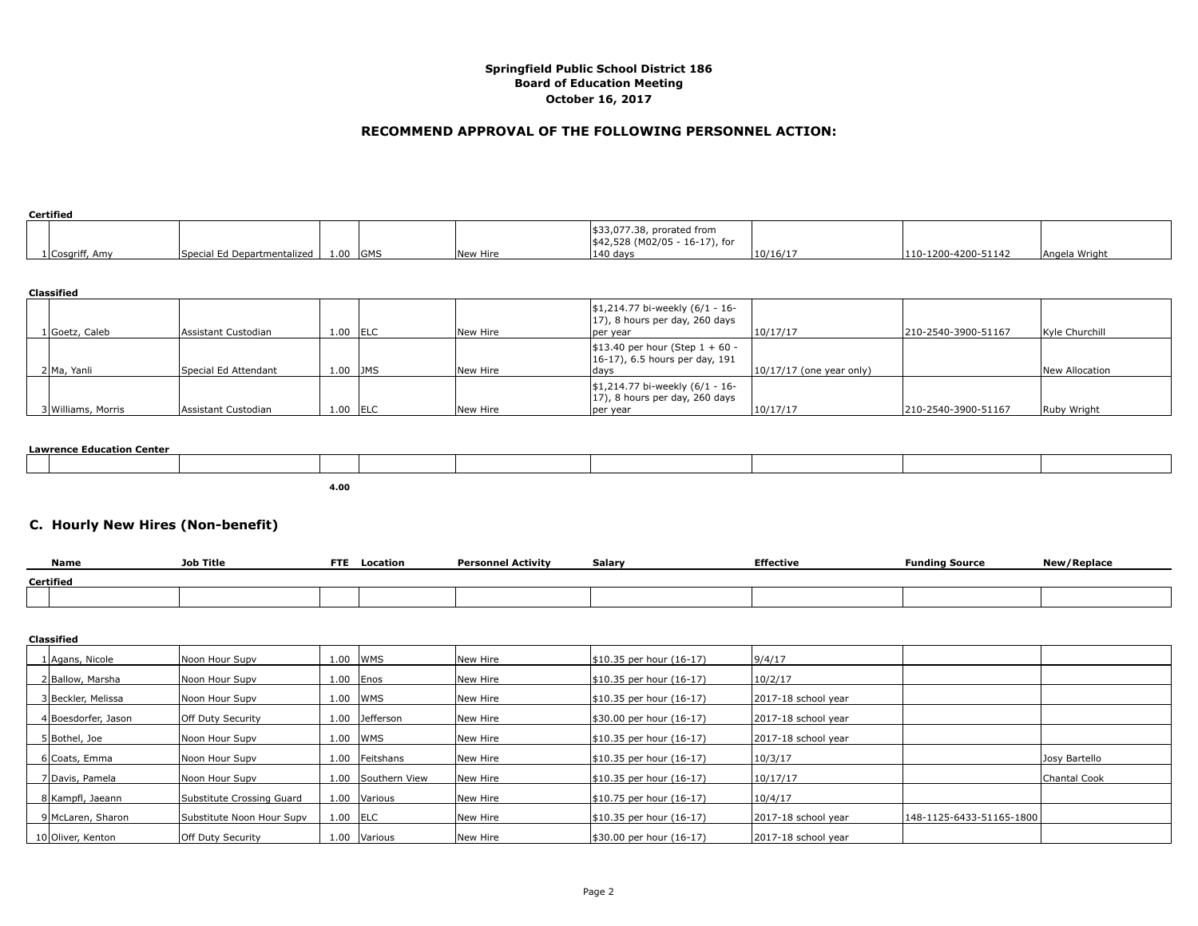**Springfield Public School District 186**
**Board of Education Meeting**
**October 16, 2017**

## RECOMMEND APPROVAL OF THE FOLLOWING PERSONNEL ACTION:

**Certified**

| | Name | Job Title | FTE | Location | Personnel Activity | Salary | Effective | Funding Source | New/Replace |
|---|---|---|---|---|---|---|---|---|---|
| 1 | Cosgriff, Amy | Special Ed Departmentalized | 1.00 | GMS | New Hire | $33,077.38, prorated from $42,528 (M02/05 - 16-17), for 140 days | 10/16/17 | 110-1200-4200-51142 | Angela Wright |

**Classified**

| | Name | Job Title | FTE | Location | Personnel Activity | Salary | Effective | Funding Source | New/Replace |
|---|---|---|---|---|---|---|---|---|---|
| 1 | Goetz, Caleb | Assistant Custodian | 1.00 | ELC | New Hire | $1,214.77 bi-weekly (6/1 - 16-17), 8 hours per day, 260 days per year | 10/17/17 | 210-2540-3900-51167 | Kyle Churchill |
| 2 | Ma, Yanli | Special Ed Attendant | 1.00 | JMS | New Hire | $13.40 per hour (Step 1 + 60 - 16-17), 6.5 hours per day, 191 days | 10/17/17 (one year only) | | New Allocation |
| 3 | Williams, Morris | Assistant Custodian | 1.00 | ELC | New Hire | $1,214.77 bi-weekly (6/1 - 16-17), 8 hours per day, 260 days per year | 10/17/17 | 210-2540-3900-51167 | Ruby Wright |

**Lawrence Education Center**

| | Name | Job Title | FTE | Location | Personnel Activity | Salary | Effective | Funding Source | New/Replace |
|---|---|---|---|---|---|---|---|---|---|
| | | | | | | | | | |
| | | | **4.00** | | | | | | |

## C. Hourly New Hires (Non-benefit)

**Certified**

| | Name | Job Title | FTE | Location | Personnel Activity | Salary | Effective | Funding Source | New/Replace |
|---|---|---|---|---|---|---|---|---|---|
| | | | | | | | | | |

**Classified**

| | Name | Job Title | FTE | Location | Personnel Activity | Salary | Effective | Funding Source | New/Replace |
|---|---|---|---|---|---|---|---|---|---|
| 1 | Agans, Nicole | Noon Hour Supv | 1.00 | WMS | New Hire | $10.35 per hour (16-17) | 9/4/17 | | |
| 2 | Ballow, Marsha | Noon Hour Supv | 1.00 | Enos | New Hire | $10.35 per hour (16-17) | 10/2/17 | | |
| 3 | Beckler, Melissa | Noon Hour Supv | 1.00 | WMS | New Hire | $10.35 per hour (16-17) | 2017-18 school year | | |
| 4 | Boesdorfer, Jason | Off Duty Security | 1.00 | Jefferson | New Hire | $30.00 per hour (16-17) | 2017-18 school year | | |
| 5 | Bothel, Joe | Noon Hour Supv | 1.00 | WMS | New Hire | $10.35 per hour (16-17) | 2017-18 school year | | |
| 6 | Coats, Emma | Noon Hour Supv | 1.00 | Feitshans | New Hire | $10.35 per hour (16-17) | 10/3/17 | | Josy Bartello |
| 7 | Davis, Pamela | Noon Hour Supv | 1.00 | Southern View | New Hire | $10.35 per hour (16-17) | 10/17/17 | | Chantal Cook |
| 8 | Kampfl, Jaeann | Substitute Crossing Guard | 1.00 | Various | New Hire | $10.75 per hour (16-17) | 10/4/17 | | |
| 9 | McLaren, Sharon | Substitute Noon Hour Supv | 1.00 | ELC | New Hire | $10.35 per hour (16-17) | 2017-18 school year | 148-1125-6433-51165-1800 | |
| 10 | Oliver, Kenton | Off Duty Security | 1.00 | Various | New Hire | $30.00 per hour (16-17) | 2017-18 school year | | |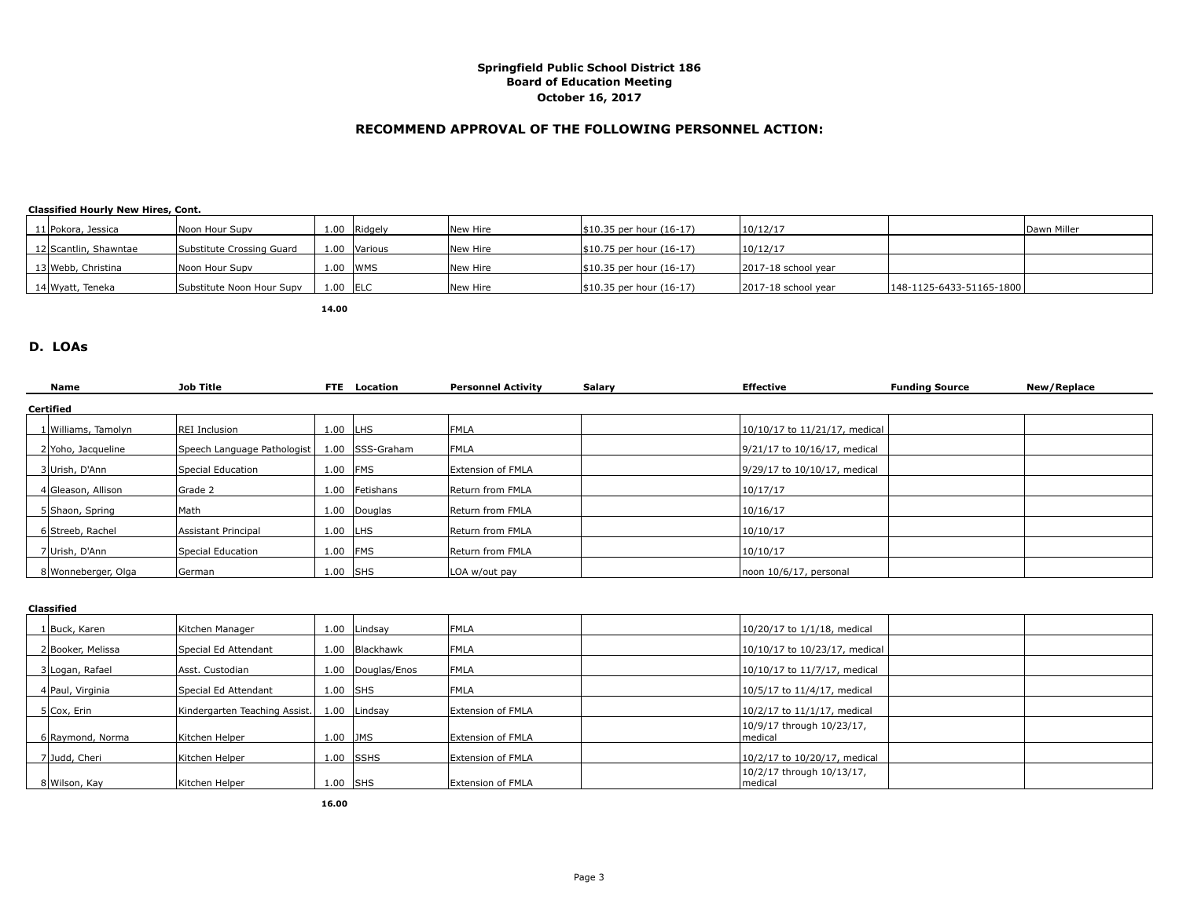**Springfield Public School District 186**
**Board of Education Meeting**
**October 16, 2017**

## RECOMMEND APPROVAL OF THE FOLLOWING PERSONNEL ACTION:

**Classified Hourly New Hires, Cont.**

| # | Name | Job Title | FTE | Location | Personnel Activity | Salary | Effective | Funding Source | New/Replace |
|---|---|---|---|---|---|---|---|---|---|
| 11 | Pokora, Jessica | Noon Hour Supv | 1.00 | Ridgely | New Hire | $10.35 per hour (16-17) | 10/12/17 | | Dawn Miller |
| 12 | Scantlin, Shawntae | Substitute Crossing Guard | 1.00 | Various | New Hire | $10.75 per hour (16-17) | 10/12/17 | | |
| 13 | Webb, Christina | Noon Hour Supv | 1.00 | WMS | New Hire | $10.35 per hour (16-17) | 2017-18 school year | | |
| 14 | Wyatt, Teneka | Substitute Noon Hour Supv | 1.00 | ELC | New Hire | $10.35 per hour (16-17) | 2017-18 school year | 148-1125-6433-51165-1800 | |
| | | | **14.00** | | | | | | |

## D. LOAs

| # | Name | Job Title | FTE | Location | Personnel Activity | Salary | Effective | Funding Source | New/Replace |
|---|---|---|---|---|---|---|---|---|---|
| | **Certified** | | | | | | | | |
| 1 | Williams, Tamolyn | REI Inclusion | 1.00 | LHS | FMLA | | 10/10/17 to 11/21/17, medical | | |
| 2 | Yoho, Jacqueline | Speech Language Pathologist | 1.00 | SSS-Graham | FMLA | | 9/21/17 to 10/16/17, medical | | |
| 3 | Urish, D'Ann | Special Education | 1.00 | FMS | Extension of FMLA | | 9/29/17 to 10/10/17, medical | | |
| 4 | Gleason, Allison | Grade 2 | 1.00 | Fetishans | Return from FMLA | | 10/17/17 | | |
| 5 | Shaon, Spring | Math | 1.00 | Douglas | Return from FMLA | | 10/16/17 | | |
| 6 | Streeb, Rachel | Assistant Principal | 1.00 | LHS | Return from FMLA | | 10/10/17 | | |
| 7 | Urish, D'Ann | Special Education | 1.00 | FMS | Return from FMLA | | 10/10/17 | | |
| 8 | Wonneberger, Olga | German | 1.00 | SHS | LOA w/out pay | | noon 10/6/17, personal | | |
| | **Classified** | | | | | | | | |
| 1 | Buck, Karen | Kitchen Manager | 1.00 | Lindsay | FMLA | | 10/20/17 to 1/1/18, medical | | |
| 2 | Booker, Melissa | Special Ed Attendant | 1.00 | Blackhawk | FMLA | | 10/10/17 to 10/23/17, medical | | |
| 3 | Logan, Rafael | Asst. Custodian | 1.00 | Douglas/Enos | FMLA | | 10/10/17 to 11/7/17, medical | | |
| 4 | Paul, Virginia | Special Ed Attendant | 1.00 | SHS | FMLA | | 10/5/17 to 11/4/17, medical | | |
| 5 | Cox, Erin | Kindergarten Teaching Assist. | 1.00 | Lindsay | Extension of FMLA | | 10/2/17 to 11/1/17, medical | | |
| 6 | Raymond, Norma | Kitchen Helper | 1.00 | JMS | Extension of FMLA | | 10/9/17 through 10/23/17, medical | | |
| 7 | Judd, Cheri | Kitchen Helper | 1.00 | SSHS | Extension of FMLA | | 10/2/17 to 10/20/17, medical | | |
| 8 | Wilson, Kay | Kitchen Helper | 1.00 | SHS | Extension of FMLA | | 10/2/17 through 10/13/17, medical | | |
| | | | **16.00** | | | | | | |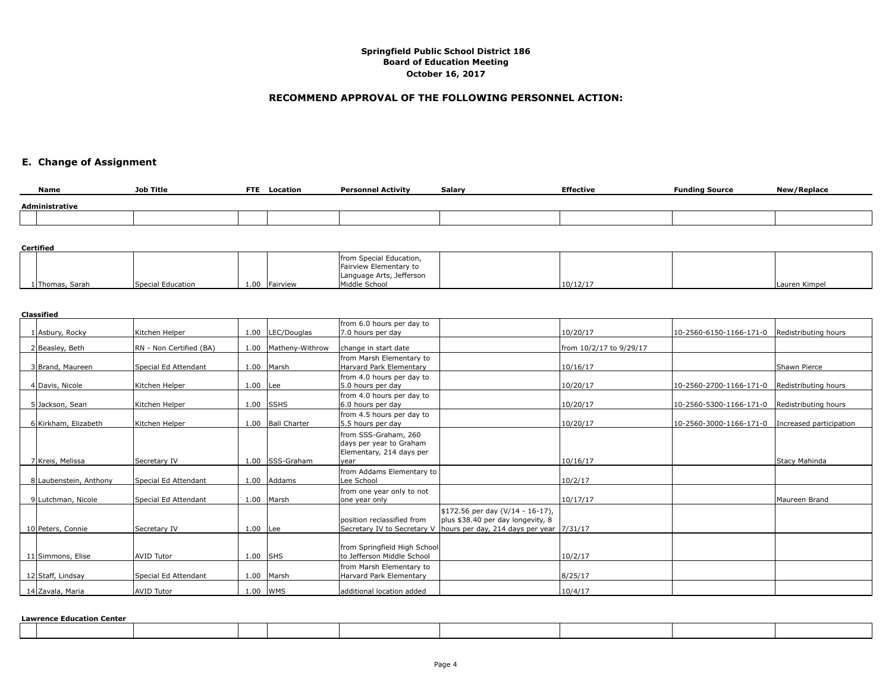**Springfield Public School District 186**
**Board of Education Meeting**
**October 16, 2017**

## RECOMMEND APPROVAL OF THE FOLLOWING PERSONNEL ACTION:

## E. Change of Assignment

**Administrative**

| | Name | Job Title | FTE | Location | Personnel Activity | Salary | Effective | Funding Source | New/Replace |
|---|---|---|---|---|---|---|---|---|---|
| | | | | | | | | | |

**Certified**

| | Name | Job Title | FTE | Location | Personnel Activity | Salary | Effective | Funding Source | New/Replace |
|---|---|---|---|---|---|---|---|---|---|
| 1 | Thomas, Sarah | Special Education | 1.00 | Fairview | from Special Education, Fairview Elementary to Language Arts, Jefferson Middle School | | 10/12/17 | | Lauren Kimpel |

**Classified**

| | Name | Job Title | FTE | Location | Personnel Activity | Salary | Effective | Funding Source | New/Replace |
|---|---|---|---|---|---|---|---|---|---|
| 1 | Asbury, Rocky | Kitchen Helper | 1.00 | LEC/Douglas | from 6.0 hours per day to 7.0 hours per day | | 10/20/17 | 10-2560-6150-1166-171-0 | Redistributing hours |
| 2 | Beasley, Beth | RN - Non Certified (BA) | 1.00 | Matheny-Withrow | change in start date | | from 10/2/17 to 9/29/17 | | |
| 3 | Brand, Maureen | Special Ed Attendant | 1.00 | Marsh | from Marsh Elementary to Harvard Park Elementary | | 10/16/17 | | Shawn Pierce |
| 4 | Davis, Nicole | Kitchen Helper | 1.00 | Lee | from 4.0 hours per day to 5.0 hours per day | | 10/20/17 | 10-2560-2700-1166-171-0 | Redistributing hours |
| 5 | Jackson, Sean | Kitchen Helper | 1.00 | SSHS | from 4.0 hours per day to 6.0 hours per day | | 10/20/17 | 10-2560-5300-1166-171-0 | Redistributing hours |
| 6 | Kirkham, Elizabeth | Kitchen Helper | 1.00 | Ball Charter | from 4.5 hours per day to 5.5 hours per day | | 10/20/17 | 10-2560-3000-1166-171-0 | Increased participation |
| 7 | Kreis, Melissa | Secretary IV | 1.00 | SSS-Graham | from SSS-Graham, 260 days per year to Graham Elementary, 214 days per year | | 10/16/17 | | Stacy Mahinda |
| 8 | Laubenstein, Anthony | Special Ed Attendant | 1.00 | Addams | from Addams Elementary to Lee School | | 10/2/17 | | |
| 9 | Lutchman, Nicole | Special Ed Attendant | 1.00 | Marsh | from one year only to not one year only | | 10/17/17 | | Maureen Brand |
| 10 | Peters, Connie | Secretary IV | 1.00 | Lee | position reclassified from Secretary IV to Secretary V | $172.56 per day (V/14 - 16-17), plus $38.40 per day longevity, 8 hours per day, 214 days per year | 7/31/17 | | |
| 11 | Simmons, Elise | AVID Tutor | 1.00 | SHS | from Springfield High School to Jefferson Middle School | | 10/2/17 | | |
| 12 | Staff, Lindsay | Special Ed Attendant | 1.00 | Marsh | from Marsh Elementary to Harvard Park Elementary | | 8/25/17 | | |
| 14 | Zavala, Maria | AVID Tutor | 1.00 | WMS | additional location added | | 10/4/17 | | |

**Lawrence Education Center**

| | Name | Job Title | FTE | Location | Personnel Activity | Salary | Effective | Funding Source | New/Replace |
|---|---|---|---|---|---|---|---|---|---|
| | | | | | | | | | |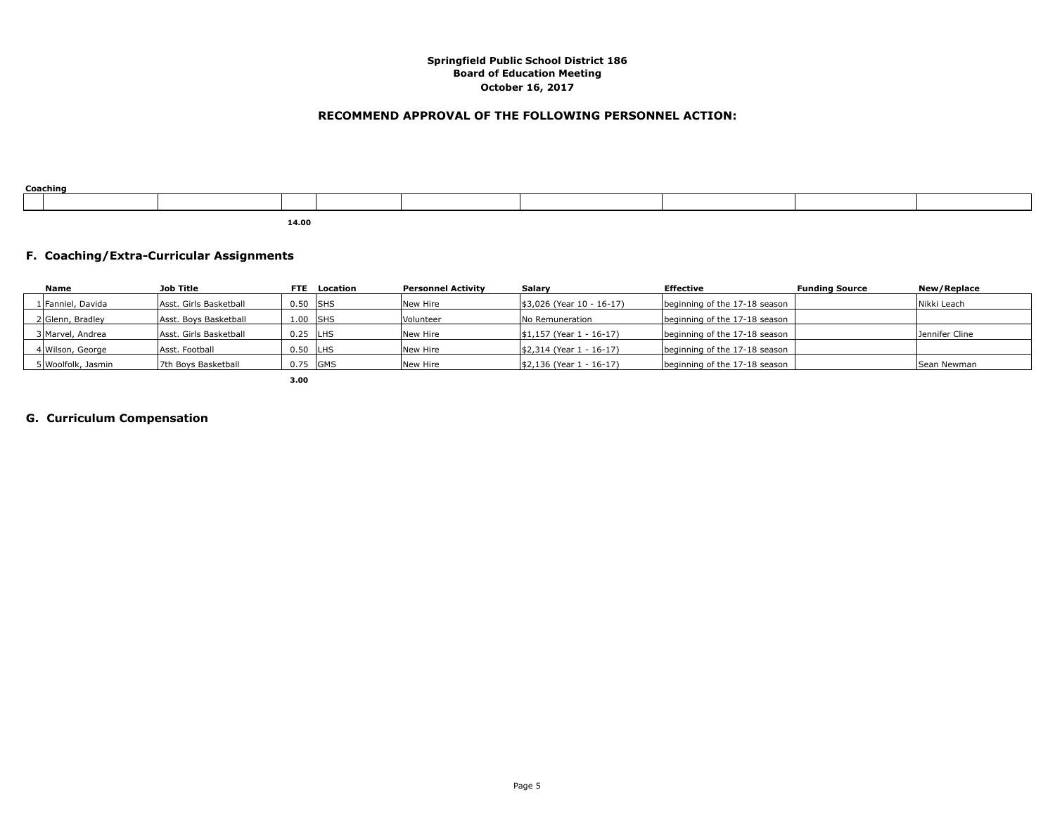**Springfield Public School District 186**
**Board of Education Meeting**
**October 16, 2017**

## RECOMMEND APPROVAL OF THE FOLLOWING PERSONNEL ACTION:

**Coaching**

| | | | | | | | | | |
|---|---|---|---|---|---|---|---|---|---|
| | | | | | | | | | |

**14.00**

## F. Coaching/Extra-Curricular Assignments

| | Name | Job Title | FTE | Location | Personnel Activity | Salary | Effective | Funding Source | New/Replace |
|---|---|---|---|---|---|---|---|---|---|
| 1 | Fanniel, Davida | Asst. Girls Basketball | 0.50 | SHS | New Hire | $3,026 (Year 10 - 16-17) | beginning of the 17-18 season | | Nikki Leach |
| 2 | Glenn, Bradley | Asst. Boys Basketball | 1.00 | SHS | Volunteer | No Remuneration | beginning of the 17-18 season | | |
| 3 | Marvel, Andrea | Asst. Girls Basketball | 0.25 | LHS | New Hire | $1,157 (Year 1 - 16-17) | beginning of the 17-18 season | | Jennifer Cline |
| 4 | Wilson, George | Asst. Football | 0.50 | LHS | New Hire | $2,314 (Year 1 - 16-17) | beginning of the 17-18 season | | |
| 5 | Woolfolk, Jasmin | 7th Boys Basketball | 0.75 | GMS | New Hire | $2,136 (Year 1 - 16-17) | beginning of the 17-18 season | | Sean Newman |

**3.00**

## G. Curriculum Compensation